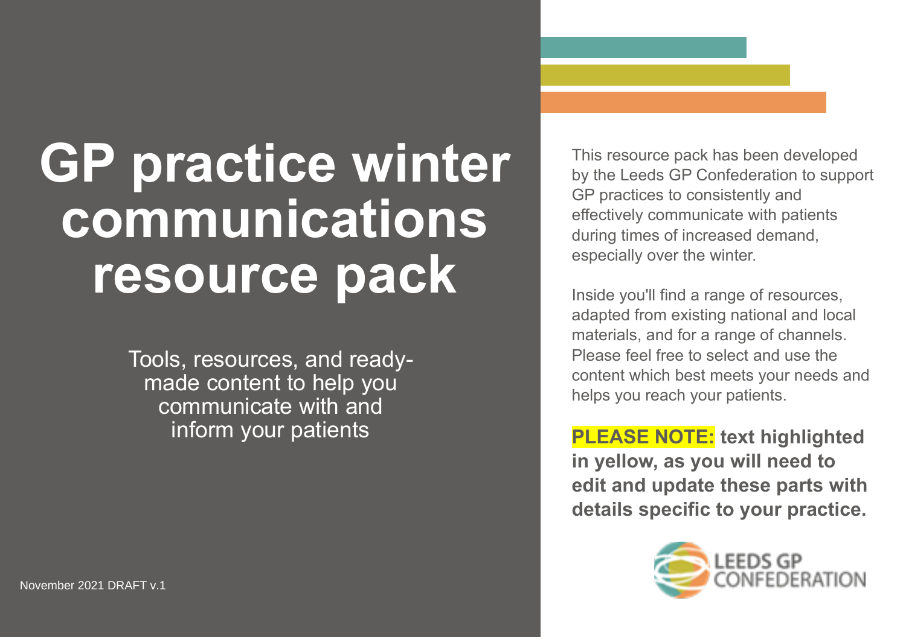# GP practice winter communications resource pack

Tools, resources, and ready-made content to help you communicate with and inform your patients

November 2021 DRAFT v.1

This resource pack has been developed by the Leeds GP Confederation to support GP practices to consistently and effectively communicate with patients during times of increased demand, especially over the winter.

Inside you'll find a range of resources, adapted from existing national and local materials, and for a range of channels. Please feel free to select and use the content which best meets your needs and helps you reach your patients.

**PLEASE NOTE: text highlighted in yellow, as you will need to edit and update these parts with details specific to your practice.**

LEEDS GP CONFEDERATION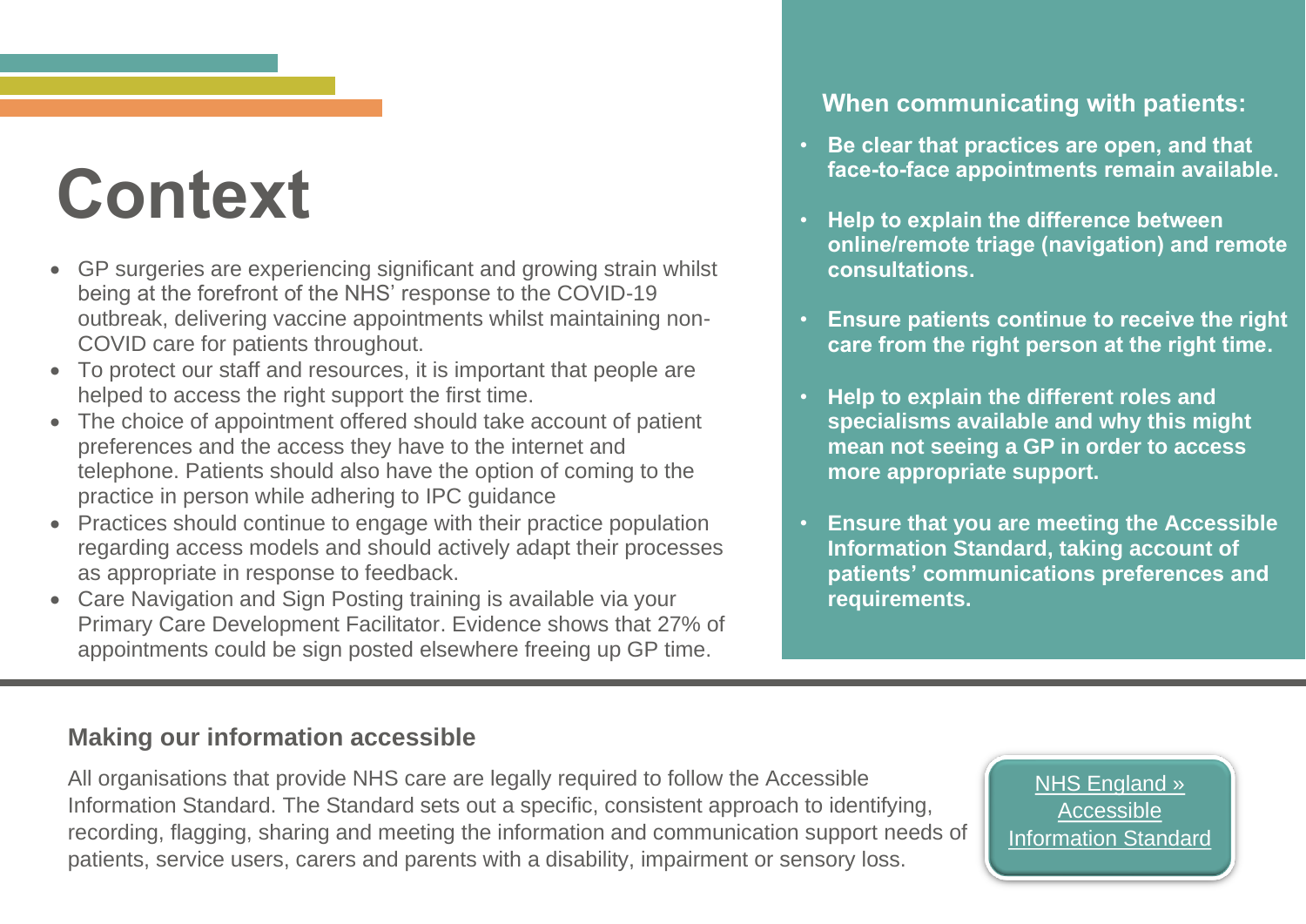# Context

- GP surgeries are experiencing significant and growing strain whilst being at the forefront of the NHS' response to the COVID-19 outbreak, delivering vaccine appointments whilst maintaining non-COVID care for patients throughout.
- To protect our staff and resources, it is important that people are helped to access the right support the first time.
- The choice of appointment offered should take account of patient preferences and the access they have to the internet and telephone. Patients should also have the option of coming to the practice in person while adhering to IPC guidance
- Practices should continue to engage with their practice population regarding access models and should actively adapt their processes as appropriate in response to feedback.
- Care Navigation and Sign Posting training is available via your Primary Care Development Facilitator. Evidence shows that 27% of appointments could be sign posted elsewhere freeing up GP time.

**When communicating with patients:**

- **Be clear that practices are open, and that face-to-face appointments remain available.**
- **Help to explain the difference between online/remote triage (navigation) and remote consultations.**
- **Ensure patients continue to receive the right care from the right person at the right time.**
- **Help to explain the different roles and specialisms available and why this might mean not seeing a GP in order to access more appropriate support.**
- **Ensure that you are meeting the Accessible Information Standard, taking account of patients' communications preferences and requirements.**

### Making our information accessible

All organisations that provide NHS care are legally required to follow the Accessible Information Standard. The Standard sets out a specific, consistent approach to identifying, recording, flagging, sharing and meeting the information and communication support needs of patients, service users, carers and parents with a disability, impairment or sensory loss.

NHS England » Accessible Information Standard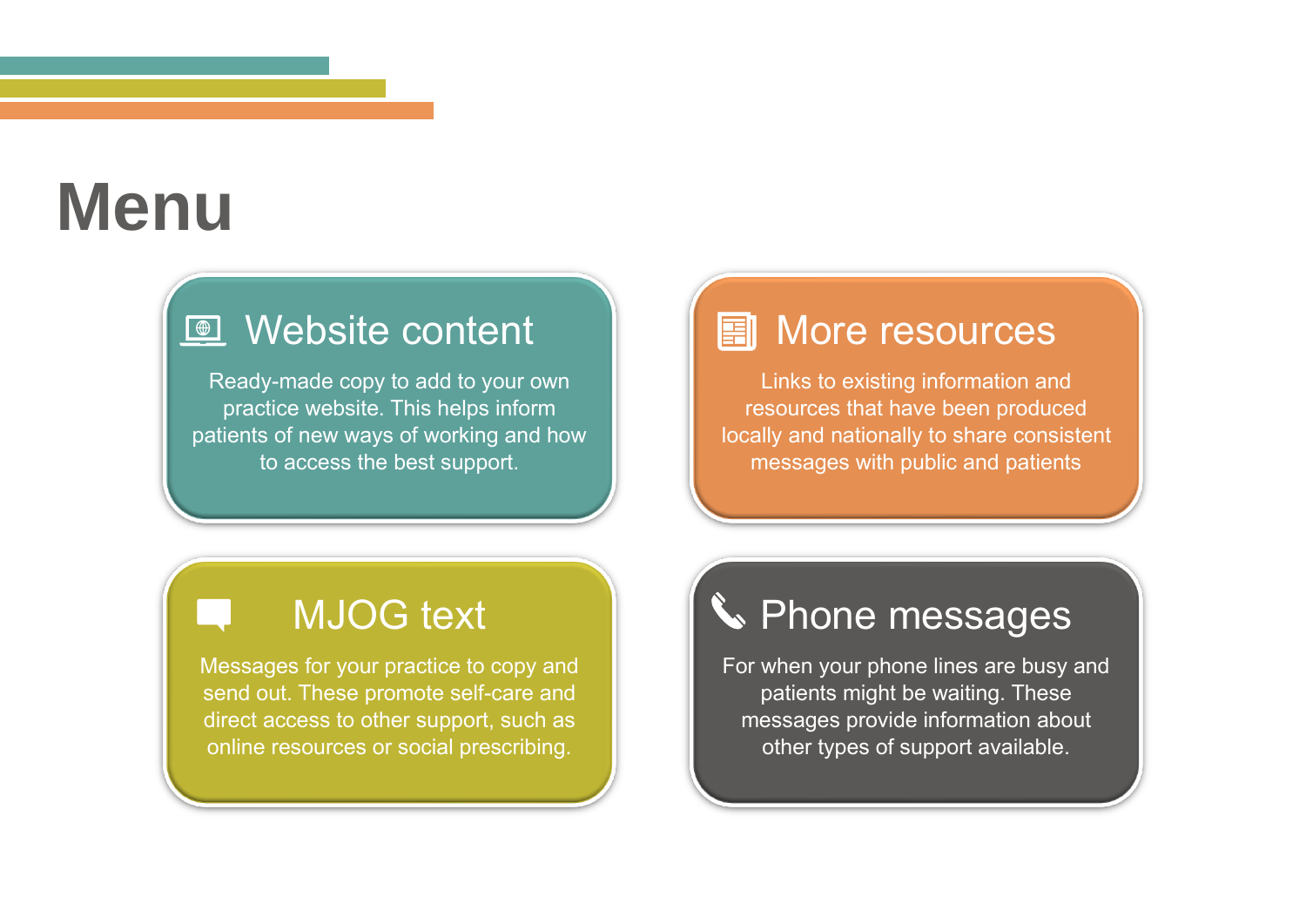# Menu

## Website content

Ready-made copy to add to your own practice website. This helps inform patients of new ways of working and how to access the best support.

## More resources

Links to existing information and resources that have been produced locally and nationally to share consistent messages with public and patients

## MJOG text

Messages for your practice to copy and send out. These promote self-care and direct access to other support, such as online resources or social prescribing.

## Phone messages

For when your phone lines are busy and patients might be waiting. These messages provide information about other types of support available.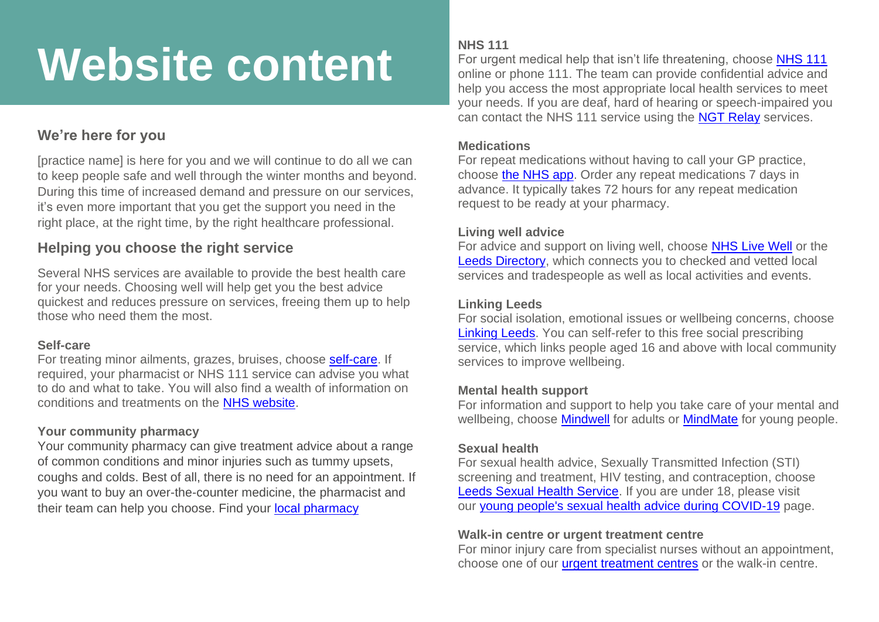# Website content

## We're here for you

[practice name] is here for you and we will continue to do all we can to keep people safe and well through the winter months and beyond. During this time of increased demand and pressure on our services, it's even more important that you get the support you need in the right place, at the right time, by the right healthcare professional.

## Helping you choose the right service

Several NHS services are available to provide the best health care for your needs. Choosing well will help get you the best advice quickest and reduces pressure on services, freeing them up to help those who need them the most.

### Self-care

For treating minor ailments, grazes, bruises, choose self-care. If required, your pharmacist or NHS 111 service can advise you what to do and what to take. You will also find a wealth of information on conditions and treatments on the NHS website.

### Your community pharmacy

Your community pharmacy can give treatment advice about a range of common conditions and minor injuries such as tummy upsets, coughs and colds. Best of all, there is no need for an appointment. If you want to buy an over-the-counter medicine, the pharmacist and their team can help you choose. Find your local pharmacy

### NHS 111

For urgent medical help that isn't life threatening, choose NHS 111 online or phone 111. The team can provide confidential advice and help you access the most appropriate local health services to meet your needs. If you are deaf, hard of hearing or speech-impaired you can contact the NHS 111 service using the NGT Relay services.

### Medications

For repeat medications without having to call your GP practice, choose the NHS app. Order any repeat medications 7 days in advance. It typically takes 72 hours for any repeat medication request to be ready at your pharmacy.

### Living well advice

For advice and support on living well, choose NHS Live Well or the Leeds Directory, which connects you to checked and vetted local services and tradespeople as well as local activities and events.

### Linking Leeds

For social isolation, emotional issues or wellbeing concerns, choose Linking Leeds. You can self-refer to this free social prescribing service, which links people aged 16 and above with local community services to improve wellbeing.

### Mental health support

For information and support to help you take care of your mental and wellbeing, choose Mindwell for adults or MindMate for young people.

### Sexual health

For sexual health advice, Sexually Transmitted Infection (STI) screening and treatment, HIV testing, and contraception, choose Leeds Sexual Health Service. If you are under 18, please visit our young people's sexual health advice during COVID-19 page.

### Walk-in centre or urgent treatment centre

For minor injury care from specialist nurses without an appointment, choose one of our urgent treatment centres or the walk-in centre.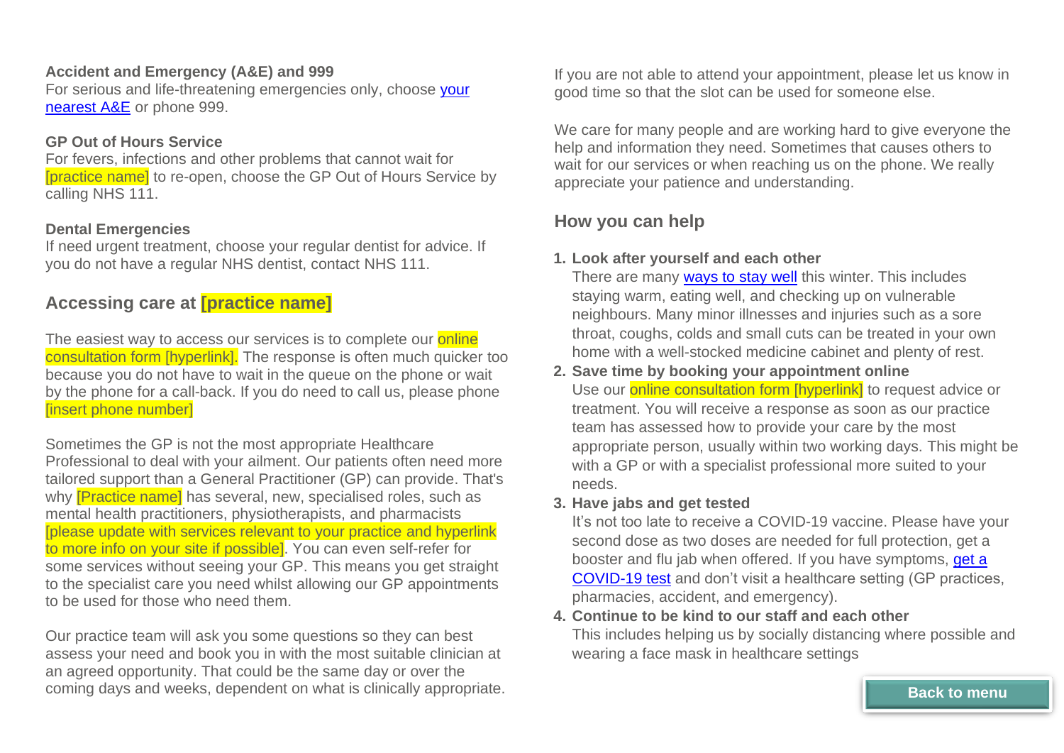**Accident and Emergency (A&E) and 999**
For serious and life-threatening emergencies only, choose your nearest A&E or phone 999.

**GP Out of Hours Service**
For fevers, infections and other problems that cannot wait for [practice name] to re-open, choose the GP Out of Hours Service by calling NHS 111.

**Dental Emergencies**
If need urgent treatment, choose your regular dentist for advice. If you do not have a regular NHS dentist, contact NHS 111.

## Accessing care at [practice name]

The easiest way to access our services is to complete our online consultation form [hyperlink]. The response is often much quicker too because you do not have to wait in the queue on the phone or wait by the phone for a call-back. If you do need to call us, please phone [insert phone number]

Sometimes the GP is not the most appropriate Healthcare Professional to deal with your ailment. Our patients often need more tailored support than a General Practitioner (GP) can provide. That's why [Practice name] has several, new, specialised roles, such as mental health practitioners, physiotherapists, and pharmacists [please update with services relevant to your practice and hyperlink to more info on your site if possible]. You can even self-refer for some services without seeing your GP. This means you get straight to the specialist care you need whilst allowing our GP appointments to be used for those who need them.

Our practice team will ask you some questions so they can best assess your need and book you in with the most suitable clinician at an agreed opportunity. That could be the same day or over the coming days and weeks, dependent on what is clinically appropriate.

If you are not able to attend your appointment, please let us know in good time so that the slot can be used for someone else.

We care for many people and are working hard to give everyone the help and information they need. Sometimes that causes others to wait for our services or when reaching us on the phone. We really appreciate your patience and understanding.

## How you can help

1. **Look after yourself and each other**
   There are many ways to stay well this winter. This includes staying warm, eating well, and checking up on vulnerable neighbours. Many minor illnesses and injuries such as a sore throat, coughs, colds and small cuts can be treated in your own home with a well-stocked medicine cabinet and plenty of rest.
2. **Save time by booking your appointment online**
   Use our online consultation form [hyperlink] to request advice or treatment. You will receive a response as soon as our practice team has assessed how to provide your care by the most appropriate person, usually within two working days. This might be with a GP or with a specialist professional more suited to your needs.
3. **Have jabs and get tested**
   It's not too late to receive a COVID-19 vaccine. Please have your second dose as two doses are needed for full protection, get a booster and flu jab when offered. If you have symptoms, get a COVID-19 test and don't visit a healthcare setting (GP practices, pharmacies, accident, and emergency).
4. **Continue to be kind to our staff and each other**
   This includes helping us by socially distancing where possible and wearing a face mask in healthcare settings

Back to menu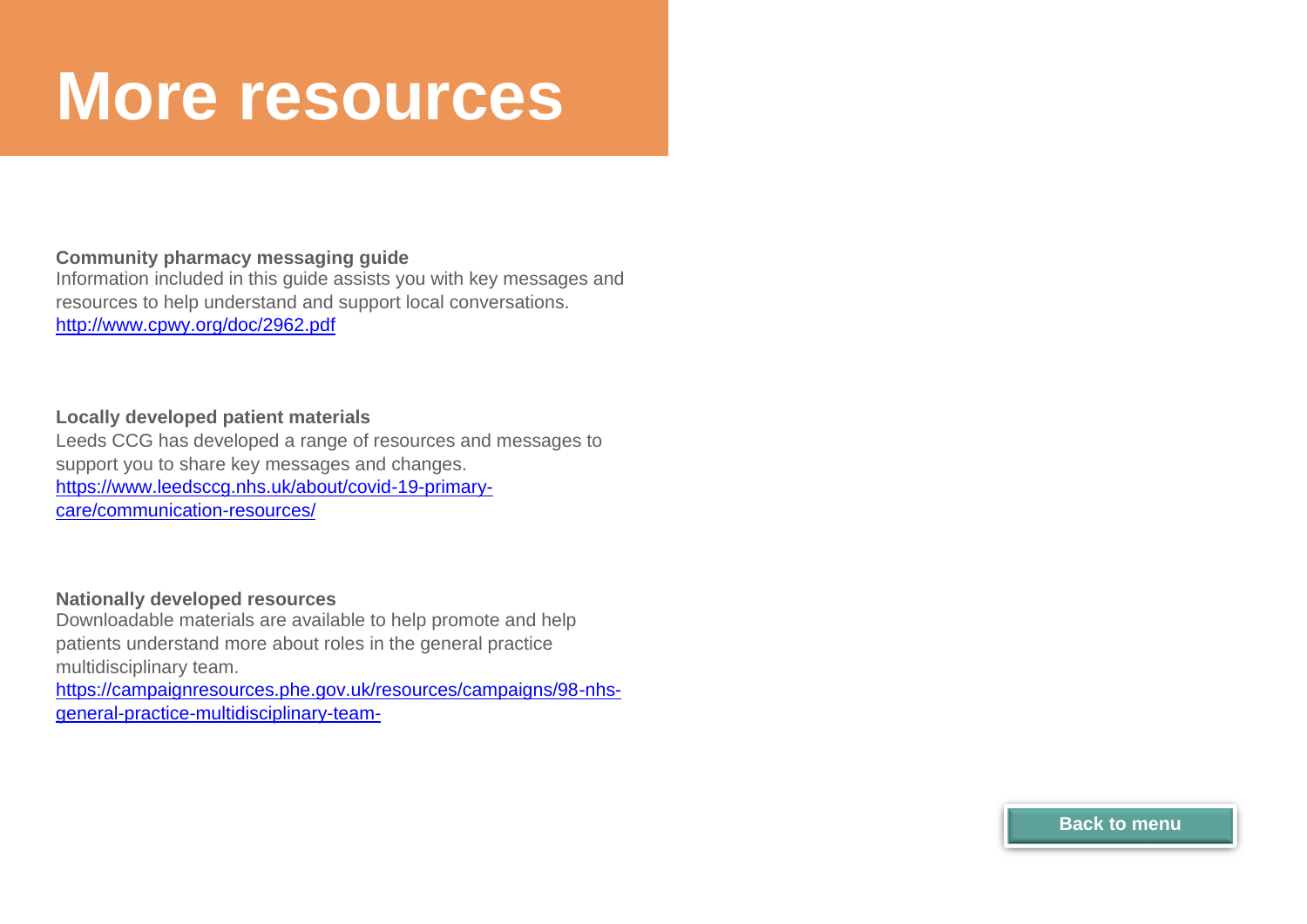# More resources

**Community pharmacy messaging guide**

Information included in this guide assists you with key messages and resources to help understand and support local conversations.

http://www.cpwy.org/doc/2962.pdf

**Locally developed patient materials**

Leeds CCG has developed a range of resources and messages to support you to share key messages and changes.

https://www.leedsccg.nhs.uk/about/covid-19-primary-care/communication-resources/

**Nationally developed resources**

Downloadable materials are available to help promote and help patients understand more about roles in the general practice multidisciplinary team.

https://campaignresources.phe.gov.uk/resources/campaigns/98-nhs-general-practice-multidisciplinary-team-

Back to menu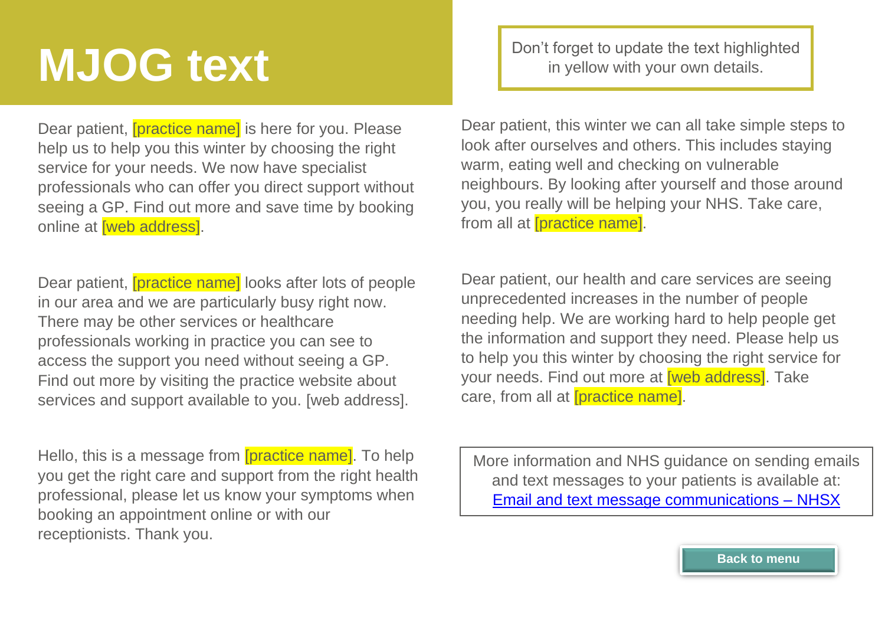# MJOG text

Don't forget to update the text highlighted in yellow with your own details.

Dear patient, [practice name] is here for you. Please help us to help you this winter by choosing the right service for your needs. We now have specialist professionals who can offer you direct support without seeing a GP. Find out more and save time by booking online at [web address].

Dear patient, [practice name] looks after lots of people in our area and we are particularly busy right now. There may be other services or healthcare professionals working in practice you can see to access the support you need without seeing a GP. Find out more by visiting the practice website about services and support available to you. [web address].

Hello, this is a message from [practice name]. To help you get the right care and support from the right health professional, please let us know your symptoms when booking an appointment online or with our receptionists. Thank you.

Dear patient, this winter we can all take simple steps to look after ourselves and others. This includes staying warm, eating well and checking on vulnerable neighbours. By looking after yourself and those around you, you really will be helping your NHS. Take care, from all at [practice name].

Dear patient, our health and care services are seeing unprecedented increases in the number of people needing help. We are working hard to help people get the information and support they need. Please help us to help you this winter by choosing the right service for your needs. Find out more at [web address]. Take care, from all at [practice name].

More information and NHS guidance on sending emails and text messages to your patients is available at: Email and text message communications – NHSX

Back to menu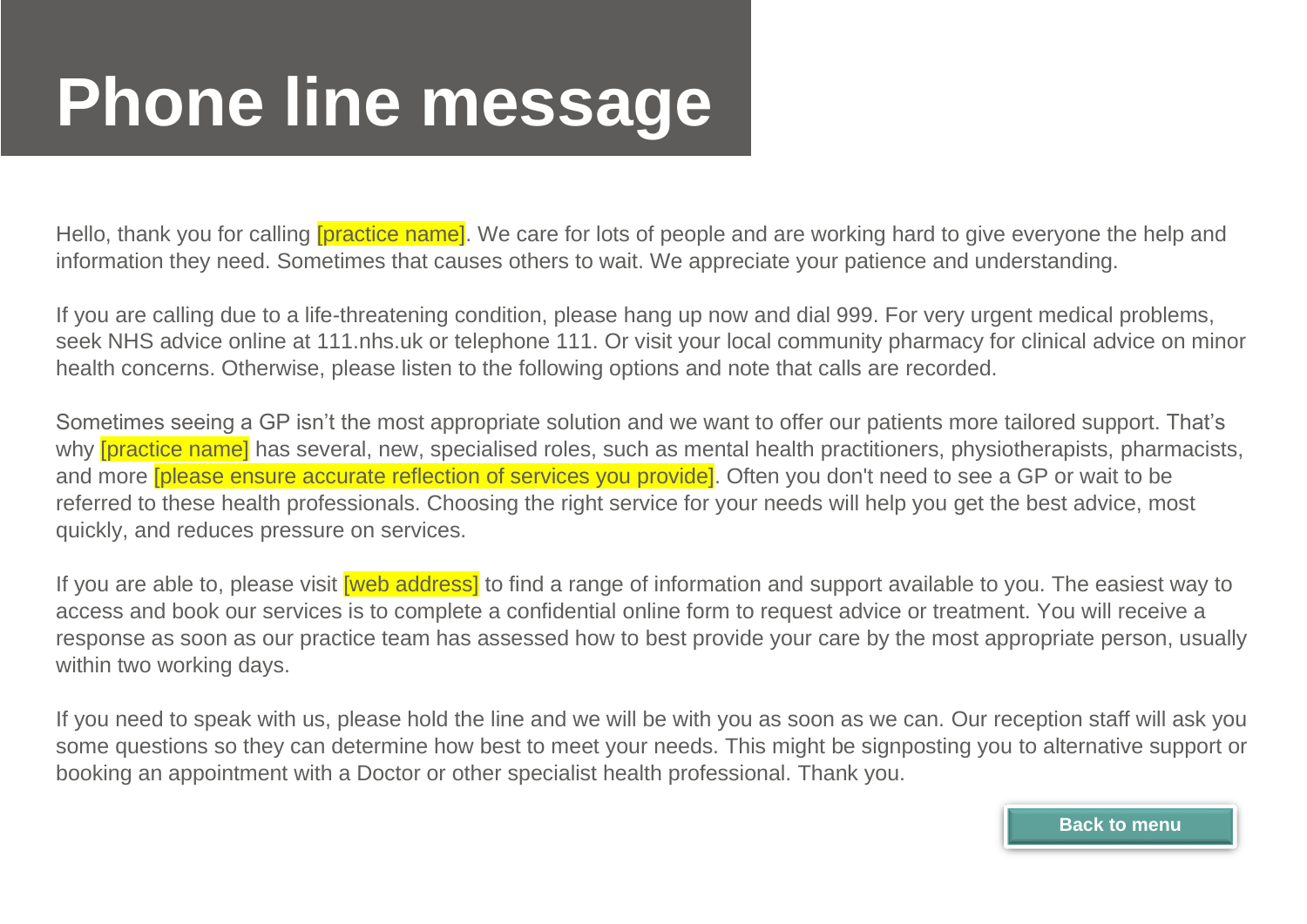# Phone line message

Hello, thank you for calling [practice name]. We care for lots of people and are working hard to give everyone the help and information they need. Sometimes that causes others to wait. We appreciate your patience and understanding.

If you are calling due to a life-threatening condition, please hang up now and dial 999. For very urgent medical problems, seek NHS advice online at 111.nhs.uk or telephone 111. Or visit your local community pharmacy for clinical advice on minor health concerns. Otherwise, please listen to the following options and note that calls are recorded.

Sometimes seeing a GP isn't the most appropriate solution and we want to offer our patients more tailored support. That's why [practice name] has several, new, specialised roles, such as mental health practitioners, physiotherapists, pharmacists, and more [please ensure accurate reflection of services you provide]. Often you don't need to see a GP or wait to be referred to these health professionals. Choosing the right service for your needs will help you get the best advice, most quickly, and reduces pressure on services.

If you are able to, please visit [web address] to find a range of information and support available to you. The easiest way to access and book our services is to complete a confidential online form to request advice or treatment. You will receive a response as soon as our practice team has assessed how to best provide your care by the most appropriate person, usually within two working days.

If you need to speak with us, please hold the line and we will be with you as soon as we can. Our reception staff will ask you some questions so they can determine how best to meet your needs. This might be signposting you to alternative support or booking an appointment with a Doctor or other specialist health professional. Thank you.

Back to menu